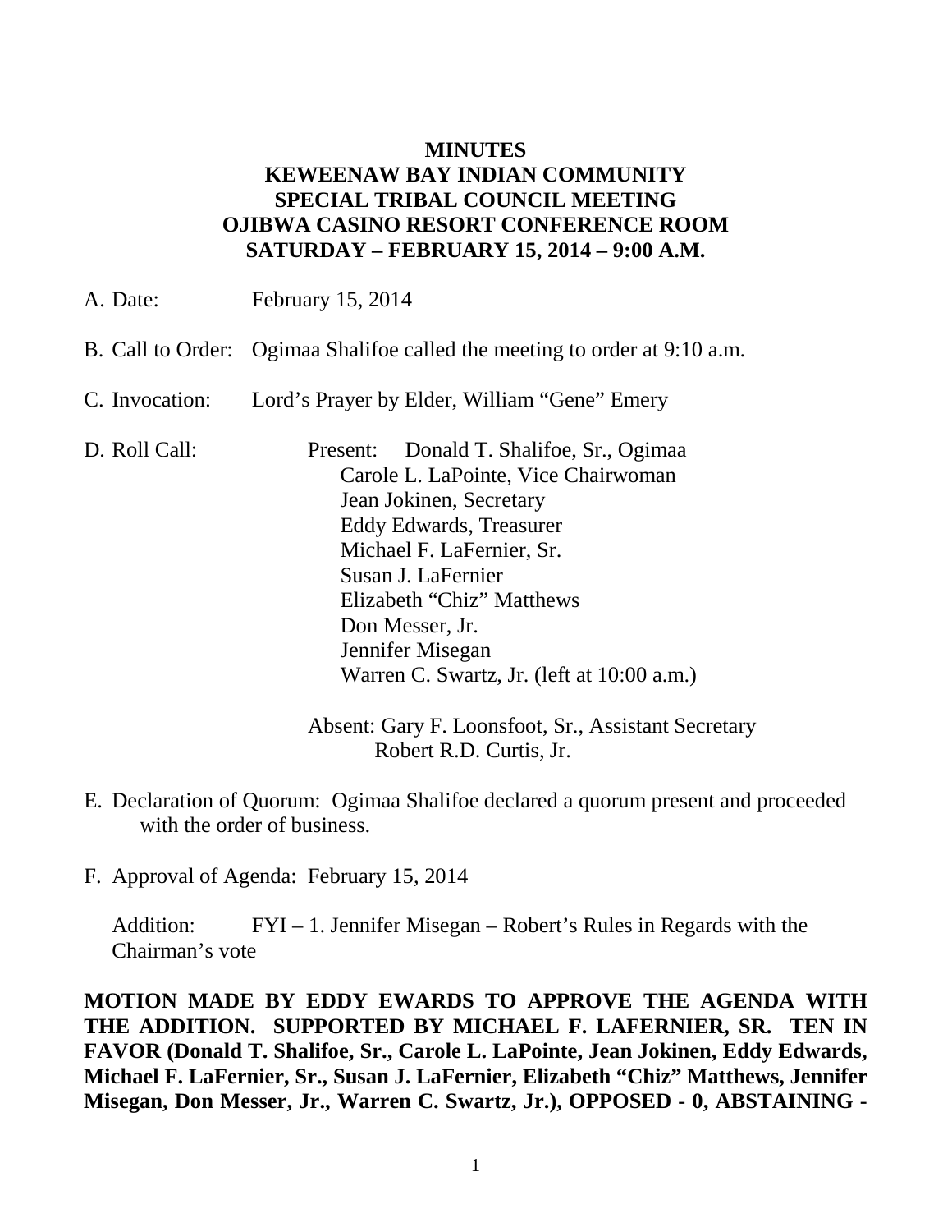# MINUTES
# KEWEENAW BAY INDIAN COMMUNITY
# SPECIAL TRIBAL COUNCIL MEETING
# OJIBWA CASINO RESORT CONFERENCE ROOM
# SATURDAY – FEBRUARY 15, 2014 – 9:00 A.M.

A. Date: February 15, 2014

B. Call to Order: Ogimaa Shalifoe called the meeting to order at 9:10 a.m.

C. Invocation: Lord's Prayer by Elder, William "Gene" Emery

D. Roll Call:

Present: Donald T. Shalifoe, Sr., Ogimaa
Carole L. LaPointe, Vice Chairwoman
Jean Jokinen, Secretary
Eddy Edwards, Treasurer
Michael F. LaFernier, Sr.
Susan J. LaFernier
Elizabeth "Chiz" Matthews
Don Messer, Jr.
Jennifer Misegan
Warren C. Swartz, Jr. (left at 10:00 a.m.)

Absent: Gary F. Loonsfoot, Sr., Assistant Secretary
Robert R.D. Curtis, Jr.

E. Declaration of Quorum: Ogimaa Shalifoe declared a quorum present and proceeded with the order of business.

F. Approval of Agenda: February 15, 2014

Addition: FYI – 1. Jennifer Misegan – Robert's Rules in Regards with the Chairman's vote

**MOTION MADE BY EDDY EWARDS TO APPROVE THE AGENDA WITH THE ADDITION. SUPPORTED BY MICHAEL F. LAFERNIER, SR. TEN IN FAVOR (Donald T. Shalifoe, Sr., Carole L. LaPointe, Jean Jokinen, Eddy Edwards, Michael F. LaFernier, Sr., Susan J. LaFernier, Elizabeth "Chiz" Matthews, Jennifer Misegan, Don Messer, Jr., Warren C. Swartz, Jr.), OPPOSED - 0, ABSTAINING -**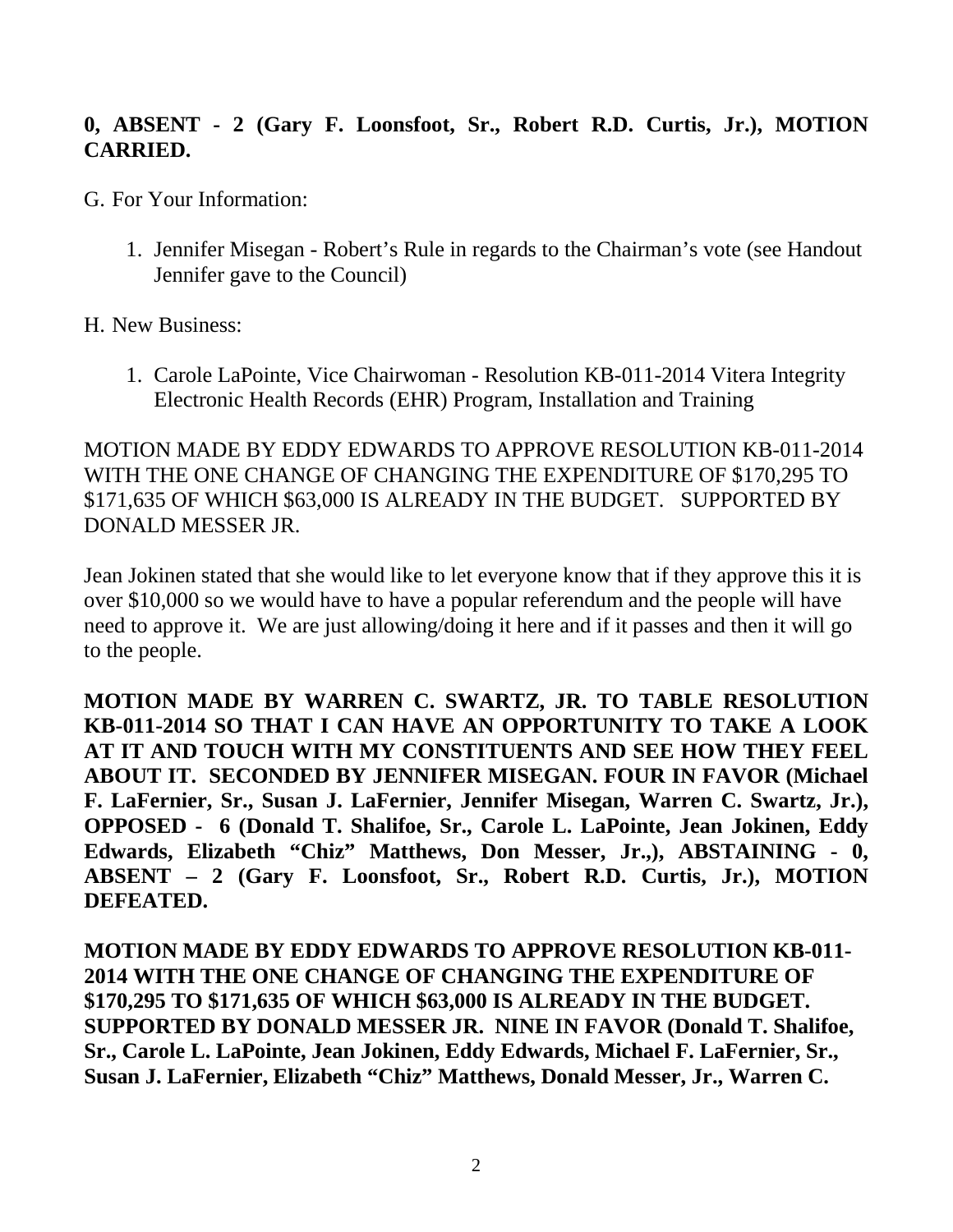**0, ABSENT - 2 (Gary F. Loonsfoot, Sr., Robert R.D. Curtis, Jr.), MOTION CARRIED.**

G. For Your Information:

1. Jennifer Misegan - Robert's Rule in regards to the Chairman's vote (see Handout Jennifer gave to the Council)

H. New Business:

1. Carole LaPointe, Vice Chairwoman - Resolution KB-011-2014 Vitera Integrity Electronic Health Records (EHR) Program, Installation and Training

MOTION MADE BY EDDY EDWARDS TO APPROVE RESOLUTION KB-011-2014 WITH THE ONE CHANGE OF CHANGING THE EXPENDITURE OF $170,295 TO $171,635 OF WHICH $63,000 IS ALREADY IN THE BUDGET. SUPPORTED BY DONALD MESSER JR.

Jean Jokinen stated that she would like to let everyone know that if they approve this it is over $10,000 so we would have to have a popular referendum and the people will have need to approve it. We are just allowing/doing it here and if it passes and then it will go to the people.

**MOTION MADE BY WARREN C. SWARTZ, JR. TO TABLE RESOLUTION KB-011-2014 SO THAT I CAN HAVE AN OPPORTUNITY TO TAKE A LOOK AT IT AND TOUCH WITH MY CONSTITUENTS AND SEE HOW THEY FEEL ABOUT IT. SECONDED BY JENNIFER MISEGAN. FOUR IN FAVOR (Michael F. LaFernier, Sr., Susan J. LaFernier, Jennifer Misegan, Warren C. Swartz, Jr.), OPPOSED - 6 (Donald T. Shalifoe, Sr., Carole L. LaPointe, Jean Jokinen, Eddy Edwards, Elizabeth "Chiz" Matthews, Don Messer, Jr.,), ABSTAINING - 0, ABSENT – 2 (Gary F. Loonsfoot, Sr., Robert R.D. Curtis, Jr.), MOTION DEFEATED.**

**MOTION MADE BY EDDY EDWARDS TO APPROVE RESOLUTION KB-011-2014 WITH THE ONE CHANGE OF CHANGING THE EXPENDITURE OF $170,295 TO $171,635 OF WHICH $63,000 IS ALREADY IN THE BUDGET. SUPPORTED BY DONALD MESSER JR. NINE IN FAVOR (Donald T. Shalifoe, Sr., Carole L. LaPointe, Jean Jokinen, Eddy Edwards, Michael F. LaFernier, Sr., Susan J. LaFernier, Elizabeth "Chiz" Matthews, Donald Messer, Jr., Warren C.**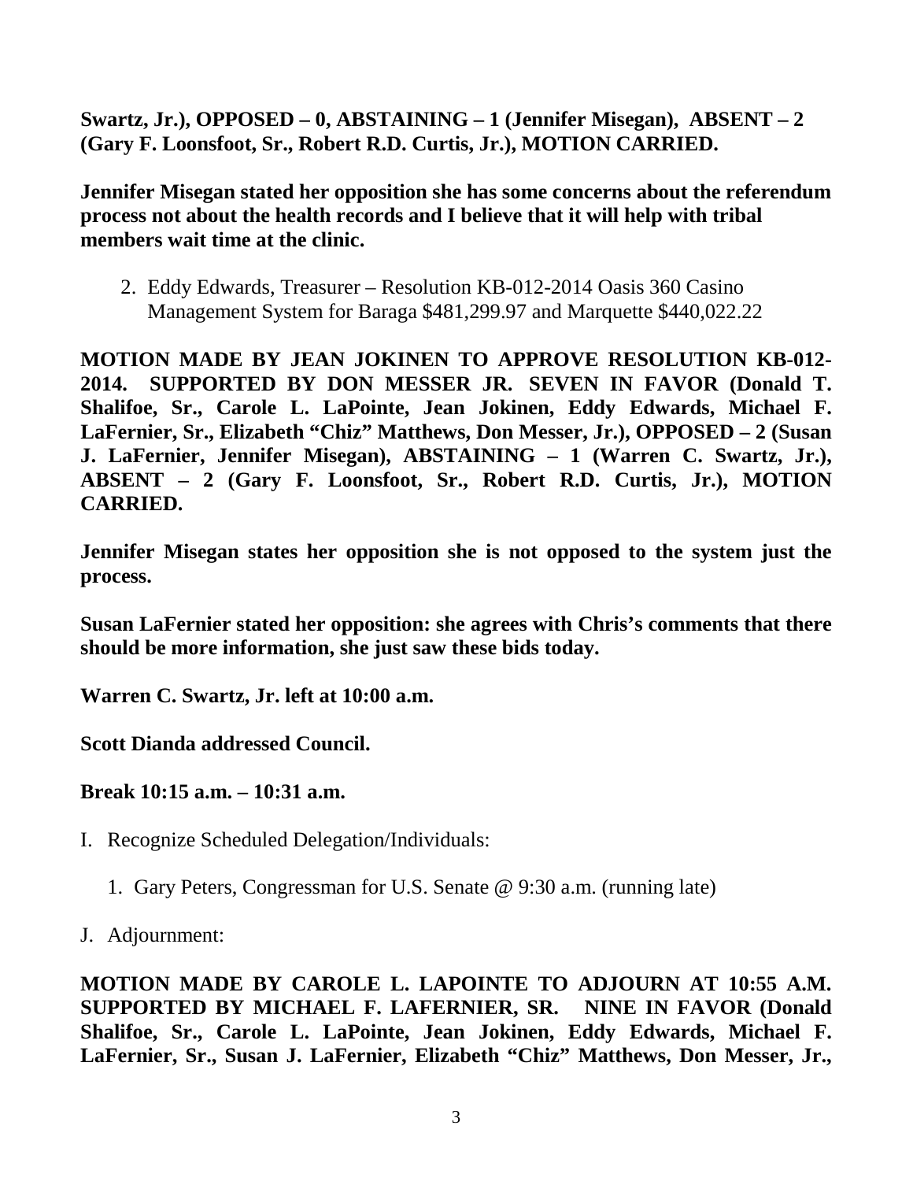**Swartz, Jr.), OPPOSED – 0, ABSTAINING – 1 (Jennifer Misegan), ABSENT – 2 (Gary F. Loonsfoot, Sr., Robert R.D. Curtis, Jr.), MOTION CARRIED.**

**Jennifer Misegan stated her opposition she has some concerns about the referendum process not about the health records and I believe that it will help with tribal members wait time at the clinic.**

2. Eddy Edwards, Treasurer – Resolution KB-012-2014 Oasis 360 Casino Management System for Baraga $481,299.97 and Marquette $440,022.22

**MOTION MADE BY JEAN JOKINEN TO APPROVE RESOLUTION KB-012-2014. SUPPORTED BY DON MESSER JR. SEVEN IN FAVOR (Donald T. Shalifoe, Sr., Carole L. LaPointe, Jean Jokinen, Eddy Edwards, Michael F. LaFernier, Sr., Elizabeth "Chiz" Matthews, Don Messer, Jr.), OPPOSED – 2 (Susan J. LaFernier, Jennifer Misegan), ABSTAINING – 1 (Warren C. Swartz, Jr.), ABSENT – 2 (Gary F. Loonsfoot, Sr., Robert R.D. Curtis, Jr.), MOTION CARRIED.**

**Jennifer Misegan states her opposition she is not opposed to the system just the process.**

**Susan LaFernier stated her opposition: she agrees with Chris's comments that there should be more information, she just saw these bids today.**

**Warren C. Swartz, Jr. left at 10:00 a.m.**

**Scott Dianda addressed Council.**

**Break 10:15 a.m. – 10:31 a.m.**

I. Recognize Scheduled Delegation/Individuals:

   1. Gary Peters, Congressman for U.S. Senate @ 9:30 a.m. (running late)

J. Adjournment:

**MOTION MADE BY CAROLE L. LAPOINTE TO ADJOURN AT 10:55 A.M. SUPPORTED BY MICHAEL F. LAFERNIER, SR. NINE IN FAVOR (Donald Shalifoe, Sr., Carole L. LaPointe, Jean Jokinen, Eddy Edwards, Michael F. LaFernier, Sr., Susan J. LaFernier, Elizabeth "Chiz" Matthews, Don Messer, Jr.,**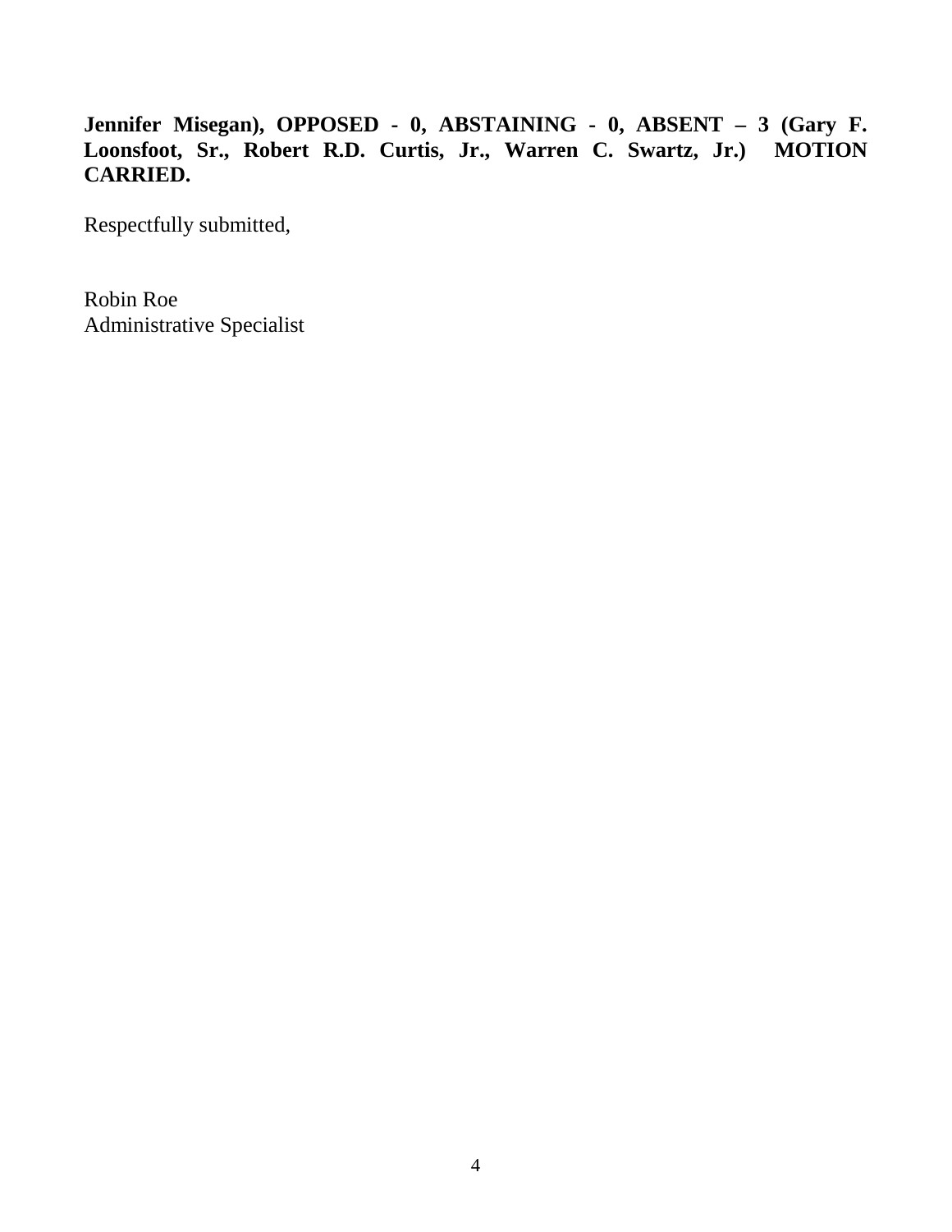**Jennifer Misegan), OPPOSED - 0, ABSTAINING - 0, ABSENT – 3 (Gary F. Loonsfoot, Sr., Robert R.D. Curtis, Jr., Warren C. Swartz, Jr.) MOTION CARRIED.**

Respectfully submitted,

Robin Roe
Administrative Specialist